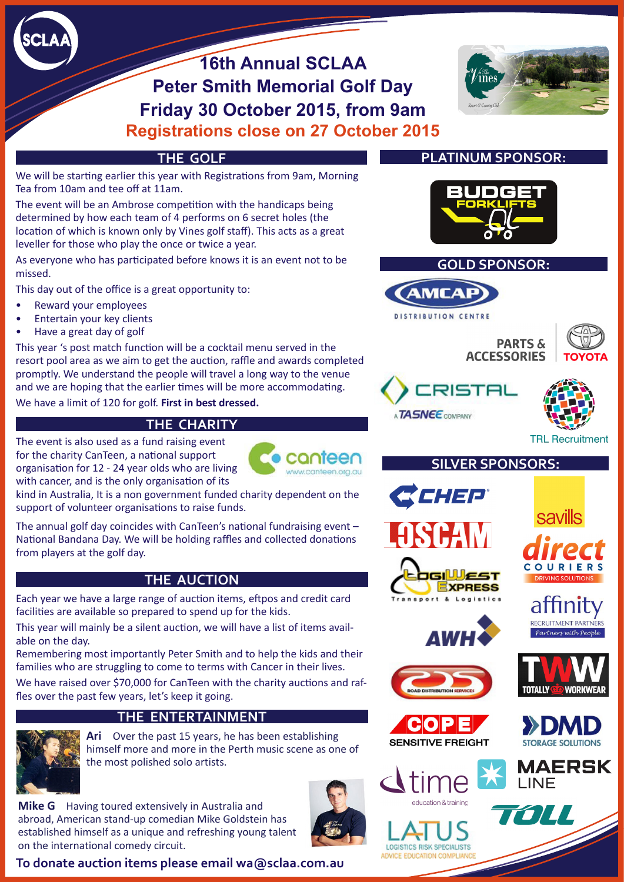# 16th Annual SCLAA Peter Smith Memorial Golf Day

## Friday 30 October 2015, from 9am

**Registrations close on 27 October 2015**

## THE GOLF

We will be starting earlier this year with Registrations from 9am, Morning Tea from 10am and tee off at 11am.

The event will be an Ambrose competition with the handicaps being determined by how each team of 4 performs on 6 secret holes (the location of which is known only by Vines golf staff). This acts as a great leveller for those who play the once or twice a year.

As everyone who has participated before knows it is an event not to be missed.

This day out of the office is a great opportunity to:

- Reward your employees
- Entertain your key clients
- Have a great day of golf

This year 's post match function will be a cocktail menu served in the resort pool area as we aim to get the auction, raffle and awards completed promptly. We understand the people will travel a long way to the venue and we are hoping that the earlier times will be more accommodating.

We have a limit of 120 for golf. **First in best dressed.**

## THE CHARITY

The event is also used as a fund raising event for the charity CanTeen, a national support organisation for 12 - 24 year olds who are living with cancer, and is the only organisation of its kind in Australia, It is a non government funded charity dependent on the support of volunteer organisations to raise funds.

The annual golf day coincides with CanTeen's national fundraising event – National Bandana Day. We will be holding raffles and collected donations from players at the golf day.

## THE AUCTION

Each year we have a large range of auction items, eftpos and credit card facilities are available so prepared to spend up for the kids.

This year will mainly be a silent auction, we will have a list of items available on the day.

Remembering most importantly Peter Smith and to help the kids and their families who are struggling to come to terms with Cancer in their lives.

We have raised over $70,000 for CanTeen with the charity auctions and raffles over the past few years, let's keep it going.

## THE ENTERTAINMENT

**Ari** Over the past 15 years, he has been establishing himself more and more in the Perth music scene as one of the most polished solo artists.

**Mike G** Having toured extensively in Australia and abroad, American stand-up comedian Mike Goldstein has established himself as a unique and refreshing young talent on the international comedy circuit.

**To donate auction items please email wa@sclaa.com.au**

## PLATINUM SPONSOR:

Budget Forklifts

## GOLD SPONSOR:

AMCAP Distribution Centre

Parts & Accessories Toyota

Cristal – A Tasnee Company

TRL Recruitment

## SILVER SPONSORS:

CHEP

Savills

Loscam

Direct Couriers – Driving Solutions

LogiWest Express – Transport & Logistics

Affinity Recruitment Partners – Partners with People

AWH

Road Distribution Services

Totally Workwear

COPE Sensitive Freight

DMD Storage Solutions

time education & training

Maersk Line

Toll

LATUS – Logistics Risk Specialists – Advice Education Compliance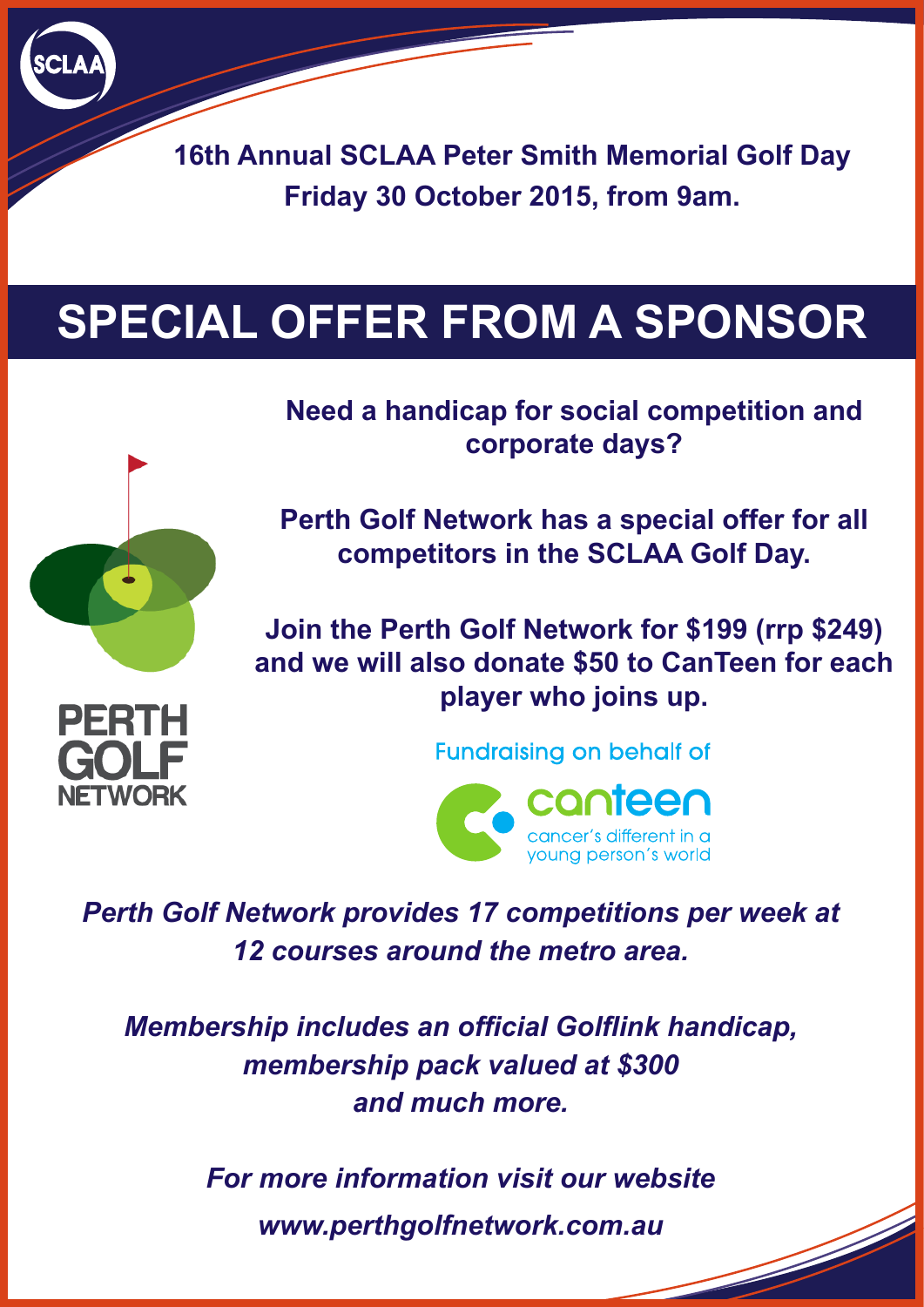**16th Annual SCLAA Peter Smith Memorial Golf Day**
**Friday 30 October 2015, from 9am.**

# SPECIAL OFFER FROM A SPONSOR

**Need a handicap for social competition and corporate days?**

**Perth Golf Network has a special offer for all competitors in the SCLAA Golf Day.**

**Join the Perth Golf Network for $199 (rrp $249) and we will also donate $50 to CanTeen for each player who joins up.**

PERTH GOLF NETWORK

Fundraising on behalf of

canteen
cancer's different in a young person's world

***Perth Golf Network provides 17 competitions per week at 12 courses around the metro area.***

***Membership includes an official Golflink handicap, membership pack valued at $300 and much more.***

***For more information visit our website***
***www.perthgolfnetwork.com.au***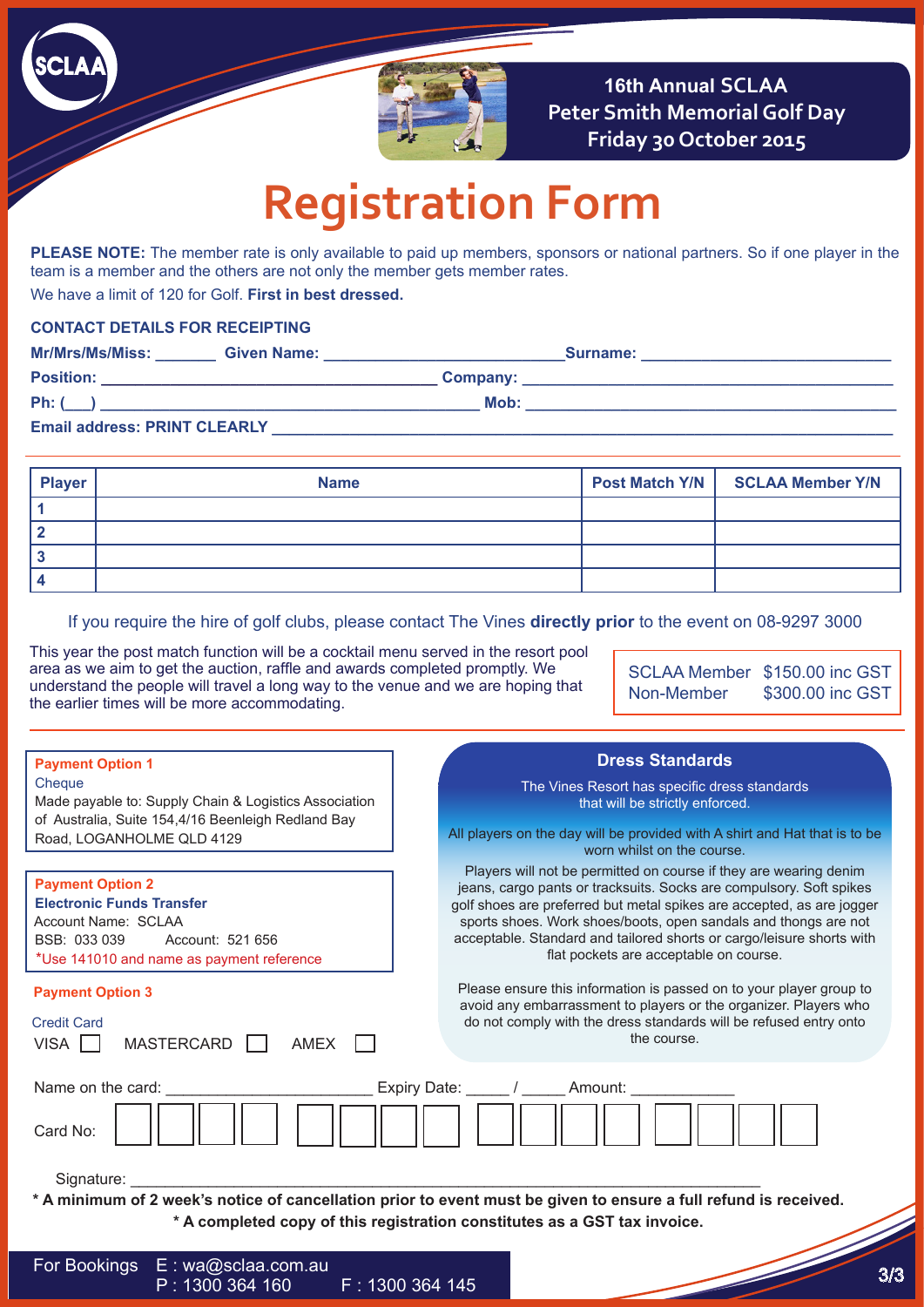SCLAA

**16th Annual SCLAA**
**Peter Smith Memorial Golf Day**
**Friday 30 October 2015**

# Registration Form

**PLEASE NOTE:** The member rate is only available to paid up members, sponsors or national partners. So if one player in the team is a member and the others are not only the member gets member rates.

We have a limit of 120 for Golf. **First in best dressed.**

**CONTACT DETAILS FOR RECEIPTING**

**Mr/Mrs/Ms/Miss:** _______ **Given Name:** ___________________________ **Surname:** ____________________________

**Position:** _______________________________________ **Company:** ___________________________________________

**Ph: (___)** _____________________________________________ **Mob:** ___________________________________________

**Email address: PRINT CLEARLY** ______________________________________________________________________

| Player | Name | Post Match Y/N | SCLAA Member Y/N |
|---|---|---|---|
| 1 | | | |
| 2 | | | |
| 3 | | | |
| 4 | | | |

If you require the hire of golf clubs, please contact The Vines **directly prior** to the event on 08-9297 3000

This year the post match function will be a cocktail menu served in the resort pool area as we aim to get the auction, raffle and awards completed promptly. We understand the people will travel a long way to the venue and we are hoping that the earlier times will be more accommodating.

| | |
|---|---|
| SCLAA Member | $150.00 inc GST |
| Non-Member | $300.00 inc GST |

**Payment Option 1**

Cheque

Made payable to: Supply Chain & Logistics Association of Australia, Suite 154,4/16 Beenleigh Redland Bay Road, LOGANHOLME QLD 4129

**Payment Option 2**

**Electronic Funds Transfer**

Account Name: SCLAA

BSB: 033 039 Account: 521 656

*Use 141010 and name as payment reference

**Payment Option 3**

Credit Card

VISA ☐ MASTERCARD ☐ AMEX ☐

Name on the card: ______________________ Expiry Date: _____ / _____ Amount: ___________

Card No: ☐☐☐☐ ☐☐☐☐ ☐☐☐☐ ☐☐☐☐

Signature: ____________________________________________________________________

## Dress Standards

The Vines Resort has specific dress standards that will be strictly enforced.

All players on the day will be provided with A shirt and Hat that is to be worn whilst on the course.

Players will not be permitted on course if they are wearing denim jeans, cargo pants or tracksuits. Socks are compulsory. Soft spikes golf shoes are preferred but metal spikes are accepted, as are jogger sports shoes. Work shoes/boots, open sandals and thongs are not acceptable. Standard and tailored shorts or cargo/leisure shorts with flat pockets are acceptable on course.

Please ensure this information is passed on to your player group to avoid any embarrassment to players or the organizer. Players who do not comply with the dress standards will be refused entry onto the course.

**\* A minimum of 2 week's notice of cancellation prior to event must be given to ensure a full refund is received.**

**\* A completed copy of this registration constitutes as a GST tax invoice.**

For Bookings E : wa@sclaa.com.au
P : 1300 364 160 F : 1300 364 145